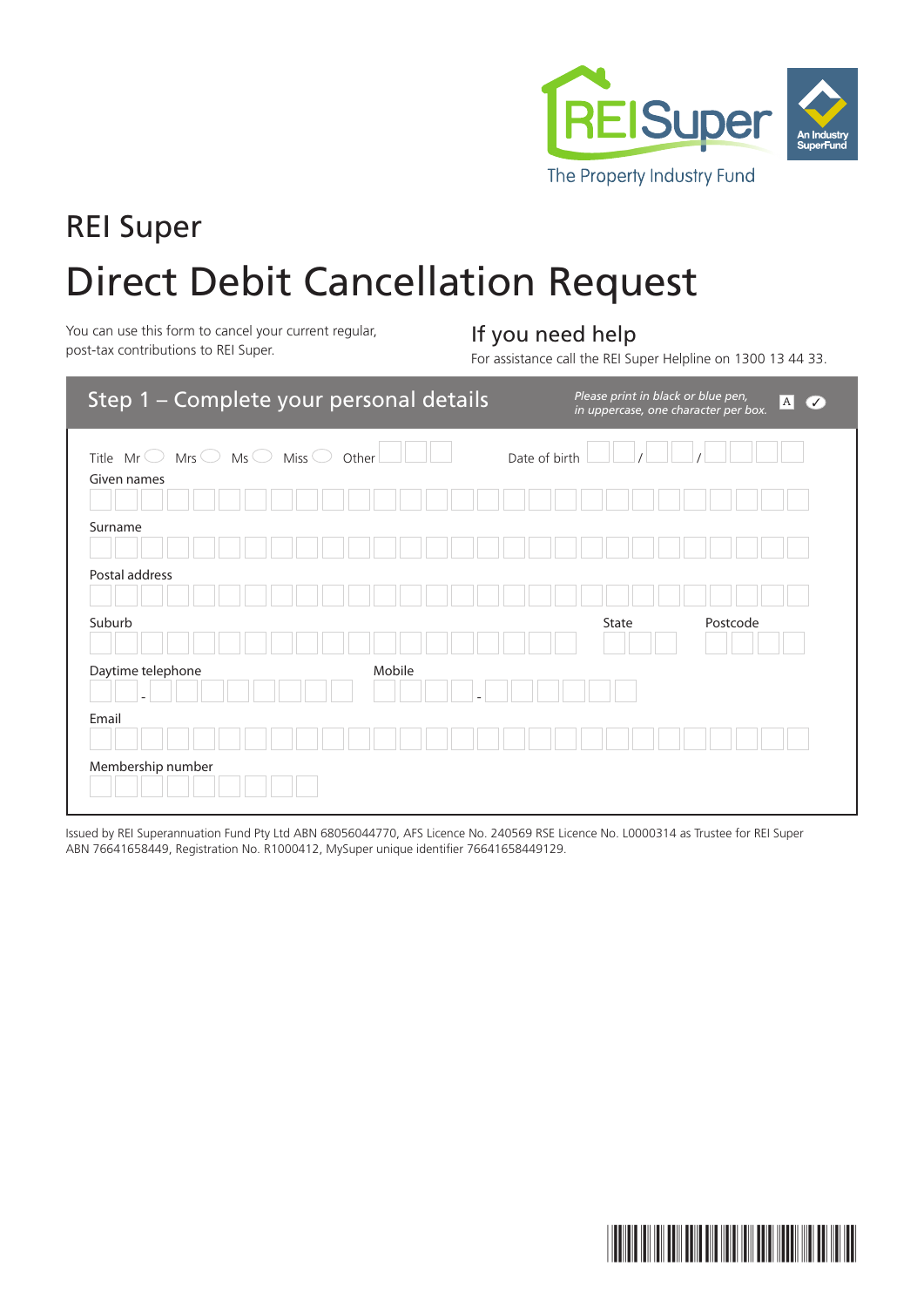REISuper

The Property Industry Fund

An Industry SuperFund

# REI Super

# Direct Debit Cancellation Request

You can use this form to cancel your current regular, post-tax contributions to REI Super.

## If you need help

For assistance call the REI Super Helpline on 1300 13 44 33.

## Step 1 – Complete your personal details

*Please print in black or blue pen, in uppercase, one character per box.*

Title Mr ◯ Mrs ◯ Ms ◯ Miss ◯ Other ☐☐☐

Date of birth ☐☐ / ☐☐ / ☐☐☐☐

Given names

Surname

Postal address

Suburb

State

Postcode

Daytime telephone ☐☐ - ☐☐☐☐☐☐☐☐

Mobile ☐☐☐☐ - ☐☐☐☐☐☐

Email

Membership number

Issued by REI Superannuation Fund Pty Ltd ABN 68056044770, AFS Licence No. 240569 RSE Licence No. L0000314 as Trustee for REI Super ABN 76641658449, Registration No. R1000412, MySuper unique identifier 76641658449129.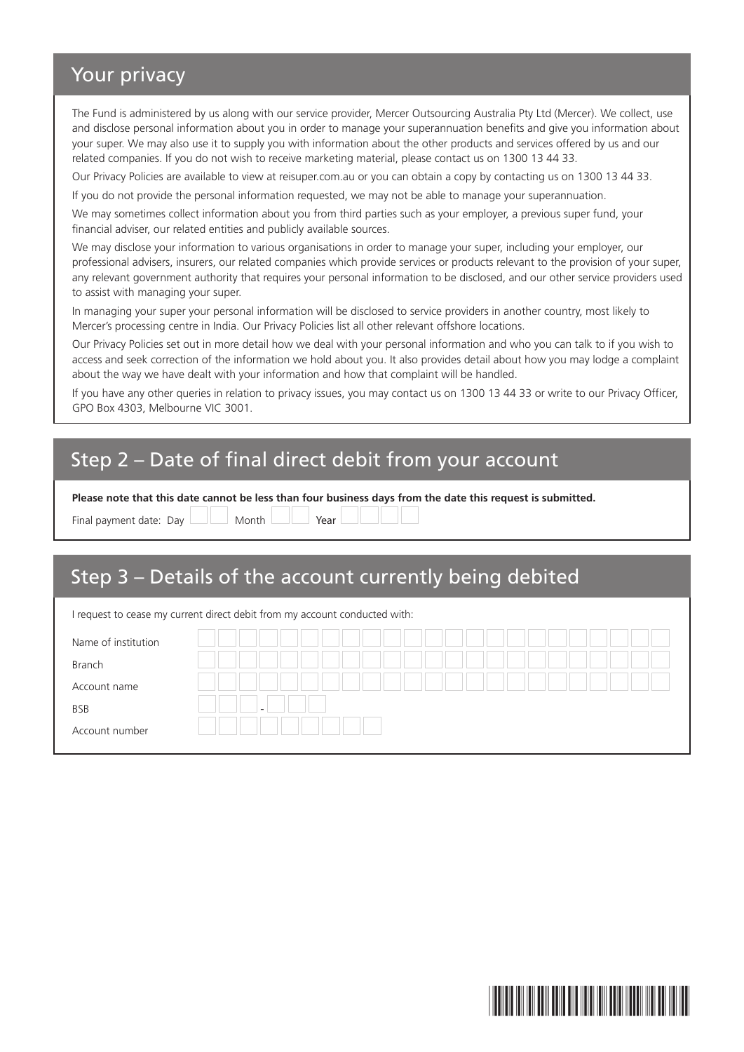## Your privacy

The Fund is administered by us along with our service provider, Mercer Outsourcing Australia Pty Ltd (Mercer). We collect, use and disclose personal information about you in order to manage your superannuation benefits and give you information about your super. We may also use it to supply you with information about the other products and services offered by us and our related companies. If you do not wish to receive marketing material, please contact us on 1300 13 44 33.

Our Privacy Policies are available to view at reisuper.com.au or you can obtain a copy by contacting us on 1300 13 44 33.

If you do not provide the personal information requested, we may not be able to manage your superannuation.

We may sometimes collect information about you from third parties such as your employer, a previous super fund, your financial adviser, our related entities and publicly available sources.

We may disclose your information to various organisations in order to manage your super, including your employer, our professional advisers, insurers, our related companies which provide services or products relevant to the provision of your super, any relevant government authority that requires your personal information to be disclosed, and our other service providers used to assist with managing your super.

In managing your super your personal information will be disclosed to service providers in another country, most likely to Mercer's processing centre in India. Our Privacy Policies list all other relevant offshore locations.

Our Privacy Policies set out in more detail how we deal with your personal information and who you can talk to if you wish to access and seek correction of the information we hold about you. It also provides detail about how you may lodge a complaint about the way we have dealt with your information and how that complaint will be handled.

If you have any other queries in relation to privacy issues, you may contact us on 1300 13 44 33 or write to our Privacy Officer, GPO Box 4303, Melbourne VIC 3001.

## Step 2 – Date of final direct debit from your account

**Please note that this date cannot be less than four business days from the date this request is submitted.**

Final payment date: Day ☐☐ Month ☐☐ Year ☐☐☐☐

## Step 3 – Details of the account currently being debited

I request to cease my current direct debit from my account conducted with:

Name of institution ______________________

Branch ______________________

Account name ______________________

BSB ☐☐☐ - ☐☐☐

Account number ☐☐☐☐☐☐☐☐☐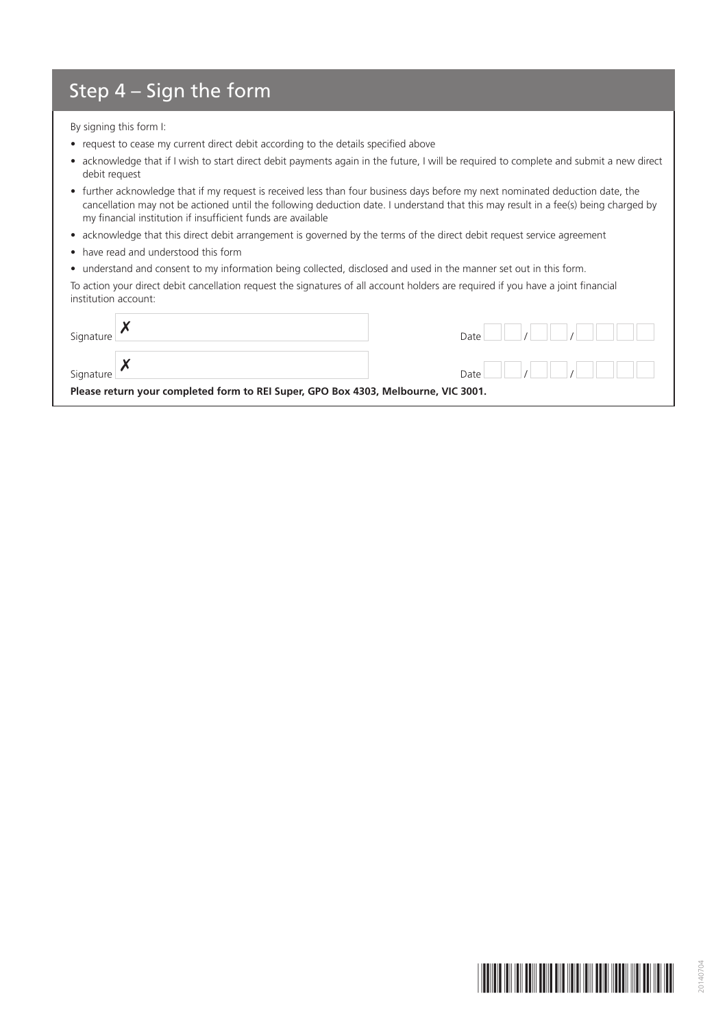## Step 4 – Sign the form

By signing this form I:

- request to cease my current direct debit according to the details specified above
- acknowledge that if I wish to start direct debit payments again in the future, I will be required to complete and submit a new direct debit request
- further acknowledge that if my request is received less than four business days before my next nominated deduction date, the cancellation may not be actioned until the following deduction date. I understand that this may result in a fee(s) being charged by my financial institution if insufficient funds are available
- acknowledge that this direct debit arrangement is governed by the terms of the direct debit request service agreement
- have read and understood this form
- understand and consent to my information being collected, disclosed and used in the manner set out in this form.

To action your direct debit cancellation request the signatures of all account holders are required if you have a joint financial institution account:

Signature ✗ __________________ Date __ __ / __ __ / __ __ __ __

Signature ✗ __________________ Date __ __ / __ __ / __ __ __ __

**Please return your completed form to REI Super, GPO Box 4303, Melbourne, VIC 3001.**

20140704